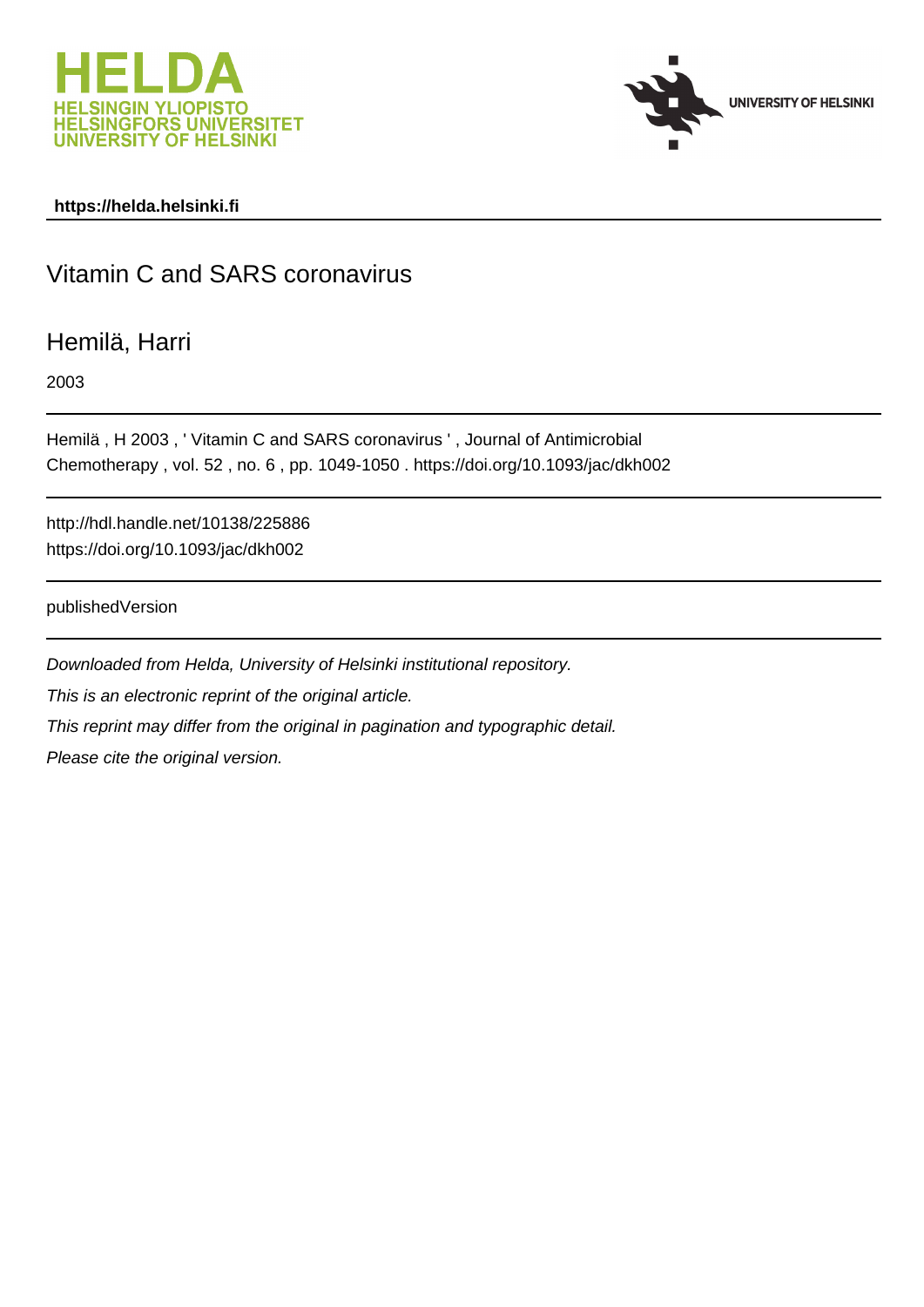**https://helda.helsinki.fi**

# Vitamin C and SARS coronavirus

## Hemilä, Harri

2003

Hemilä , H 2003 , ' Vitamin C and SARS coronavirus ' , Journal of Antimicrobial Chemotherapy , vol. 52 , no. 6 , pp. 1049-1050 . https://doi.org/10.1093/jac/dkh002

http://hdl.handle.net/10138/225886
https://doi.org/10.1093/jac/dkh002

publishedVersion

*Downloaded from Helda, University of Helsinki institutional repository.*

*This is an electronic reprint of the original article.*

*This reprint may differ from the original in pagination and typographic detail.*

*Please cite the original version.*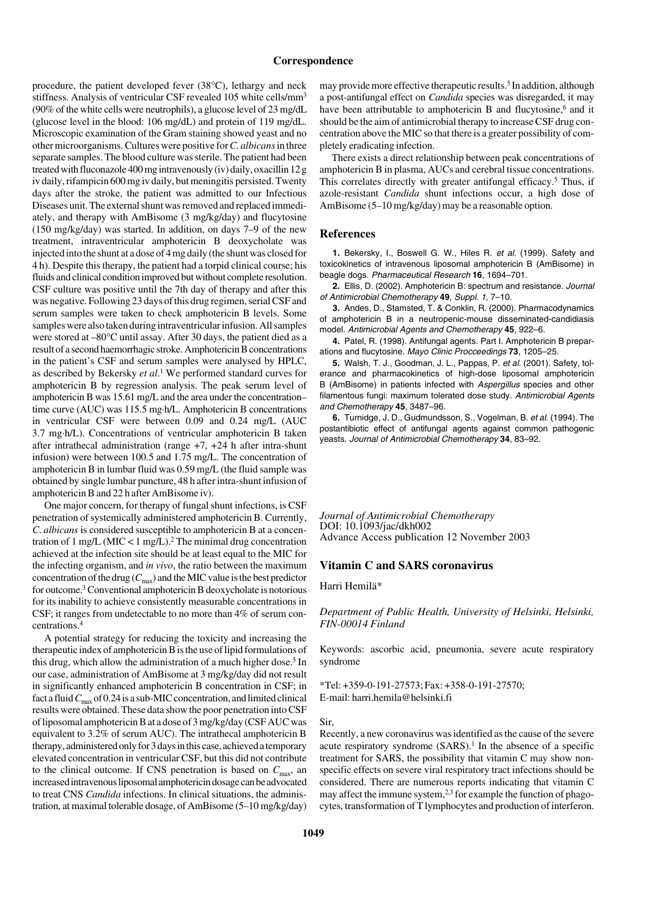procedure, the patient developed fever (38°C), lethargy and neck stiffness. Analysis of ventricular CSF revealed 105 white cells/mm$^3$ (90% of the white cells were neutrophils), a glucose level of 23 mg/dL (glucose level in the blood: 106 mg/dL) and protein of 119 mg/dL. Microscopic examination of the Gram staining showed yeast and no other microorganisms. Cultures were positive for *C. albicans* in three separate samples. The blood culture was sterile. The patient had been treated with fluconazole 400 mg intravenously (iv) daily, oxacillin 12 g iv daily, rifampicin 600 mg iv daily, but meningitis persisted. Twenty days after the stroke, the patient was admitted to our Infectious Diseases unit. The external shunt was removed and replaced immediately, and therapy with AmBisome (3 mg/kg/day) and flucytosine (150 mg/kg/day) was started. In addition, on days 7–9 of the new treatment, intraventricular amphotericin B deoxycholate was injected into the shunt at a dose of 4 mg daily (the shunt was closed for 4 h). Despite this therapy, the patient had a torpid clinical course; his fluids and clinical condition improved but without complete resolution. CSF culture was positive until the 7th day of therapy and after this was negative. Following 23 days of this drug regimen, serial CSF and serum samples were taken to check amphotericin B levels. Some samples were also taken during intraventricular infusion. All samples were stored at –80°C until assay. After 30 days, the patient died as a result of a second haemorrhagic stroke. Amphotericin B concentrations in the patient's CSF and serum samples were analysed by HPLC, as described by Bekersky *et al.*[1] We performed standard curves for amphotericin B by regression analysis. The peak serum level of amphotericin B was 15.61 mg/L and the area under the concentration–time curve (AUC) was 115.5 mg·h/L. Amphotericin B concentrations in ventricular CSF were between 0.09 and 0.24 mg/L (AUC 3.7 mg·h/L). Concentrations of ventricular amphotericin B taken after intrathecal administration (range +7, +24 h after intra-shunt infusion) were between 100.5 and 1.75 mg/L. The concentration of amphotericin B in lumbar fluid was 0.59 mg/L (the fluid sample was obtained by single lumbar puncture, 48 h after intra-shunt infusion of amphotericin B and 22 h after AmBisome iv).

One major concern, for therapy of fungal shunt infections, is CSF penetration of systemically administered amphotericin B. Currently, *C. albicans* is considered susceptible to amphotericin B at a concentration of 1 mg/L (MIC < 1 mg/L).[2] The minimal drug concentration achieved at the infection site should be at least equal to the MIC for the infecting organism, and *in vivo*, the ratio between the maximum concentration of the drug ($C_{max}$) and the MIC value is the best predictor for outcome.[3] Conventional amphotericin B deoxycholate is notorious for its inability to achieve consistently measurable concentrations in CSF; it ranges from undetectable to no more than 4% of serum concentrations.[4]

A potential strategy for reducing the toxicity and increasing the therapeutic index of amphotericin B is the use of lipid formulations of this drug, which allow the administration of a much higher dose.[5] In our case, administration of AmBisome at 3 mg/kg/day did not result in significantly enhanced amphotericin B concentration in CSF; in fact a fluid $C_{max}$ of 0.24 is a sub-MIC concentration, and limited clinical results were obtained. These data show the poor penetration into CSF of liposomal amphotericin B at a dose of 3 mg/kg/day (CSF AUC was equivalent to 3.2% of serum AUC). The intrathecal amphotericin B therapy, administered only for 3 days in this case, achieved a temporary elevated concentration in ventricular CSF, but this did not contribute to the clinical outcome. If CNS penetration is based on $C_{max}$, an increased intravenous liposomal amphotericin dosage can be advocated to treat CNS *Candida* infections. In clinical situations, the administration, at maximal tolerable dosage, of AmBisome (5–10 mg/kg/day) may provide more effective therapeutic results.[5] In addition, although a post-antifungal effect on *Candida* species was disregarded, it may have been attributable to amphotericin B and flucytosine,[6] and it should be the aim of antimicrobial therapy to increase CSF drug concentration above the MIC so that there is a greater possibility of completely eradicating infection.

There exists a direct relationship between peak concentrations of amphotericin B in plasma, AUCs and cerebral tissue concentrations. This correlates directly with greater antifungal efficacy.[5] Thus, if azole-resistant *Candida* shunt infections occur, a high dose of AmBisome (5–10 mg/kg/day) may be a reasonable option.

## References

1. Bekersky, I., Boswell G. W., Hiles R. *et al.* (1999). Safety and toxicokinetics of intravenous liposomal amphotericin B (AmBisome) in beagle dogs. *Pharmaceutical Research* **16**, 1694–701.

2. Ellis, D. (2002). Amphotericin B: spectrum and resistance. *Journal of Antimicrobial Chemotherapy* **49**, *Suppl. 1*, 7–10.

3. Andes, D., Stamsted, T. & Conklin, R. (2000). Pharmacodynamics of amphotericin B in a neutropenic-mouse disseminated-candidiasis model. *Antimicrobial Agents and Chemotherapy* **45**, 922–6.

4. Patel, R. (1998). Antifungal agents. Part I. Amphotericin B preparations and flucytosine. *Mayo Clinic Procceedings* **73**, 1205–25.

5. Walsh, T. J., Goodman, J. L., Pappas, P. *et al.* (2001). Safety, tolerance and pharmacokinetics of high-dose liposomal amphotericin B (AmBisome) in patients infected with *Aspergillus* species and other filamentous fungi: maximum tolerated dose study. *Antimicrobial Agents and Chemotherapy* **45**, 3487–96.

6. Turnidge, J. D., Gudmundsson, S., Vogelman, B. *et al.* (1994). The postantibiotic effect of antifungal agents against common pathogenic yeasts. *Journal of Antimicrobial Chemotherapy* **34**, 83–92.

*Journal of Antimicrobial Chemotherapy*
DOI: 10.1093/jac/dkh002
Advance Access publication 12 November 2003

## Vitamin C and SARS coronavirus

Harri Hemilä*

*Department of Public Health, University of Helsinki, Helsinki, FIN-00014 Finland*

Keywords: ascorbic acid, pneumonia, severe acute respiratory syndrome

*Tel: +359-0-191-27573; Fax: +358-0-191-27570; E-mail: harri.hemila@helsinki.fi

Sir,

Recently, a new coronavirus was identified as the cause of the severe acute respiratory syndrome (SARS).[1] In the absence of a specific treatment for SARS, the possibility that vitamin C may show nonspecific effects on severe viral respiratory tract infections should be considered. There are numerous reports indicating that vitamin C may affect the immune system,[2,3] for example the function of phagocytes, transformation of T lymphocytes and production of interferon.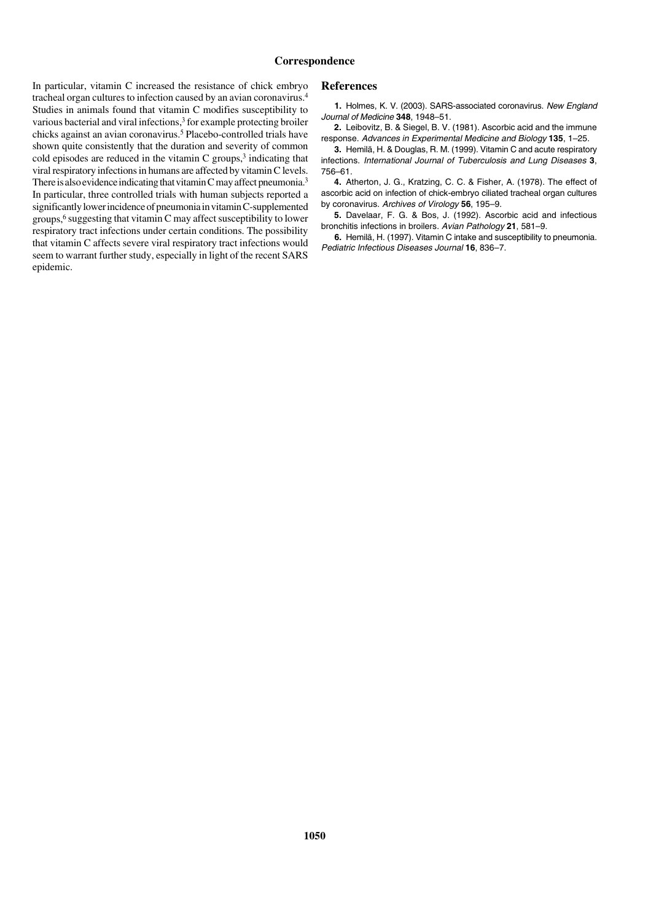In particular, vitamin C increased the resistance of chick embryo tracheal organ cultures to infection caused by an avian coronavirus.[4] Studies in animals found that vitamin C modifies susceptibility to various bacterial and viral infections,[3] for example protecting broiler chicks against an avian coronavirus.[5] Placebo-controlled trials have shown quite consistently that the duration and severity of common cold episodes are reduced in the vitamin C groups,[3] indicating that viral respiratory infections in humans are affected by vitamin C levels. There is also evidence indicating that vitamin C may affect pneumonia.[3] In particular, three controlled trials with human subjects reported a significantly lower incidence of pneumonia in vitamin C-supplemented groups,[6] suggesting that vitamin C may affect susceptibility to lower respiratory tract infections under certain conditions. The possibility that vitamin C affects severe viral respiratory tract infections would seem to warrant further study, especially in light of the recent SARS epidemic.

## References

**1.** Holmes, K. V. (2003). SARS-associated coronavirus. *New England Journal of Medicine* **348**, 1948–51.

**2.** Leibovitz, B. & Siegel, B. V. (1981). Ascorbic acid and the immune response. *Advances in Experimental Medicine and Biology* **135**, 1–25.

**3.** Hemilä, H. & Douglas, R. M. (1999). Vitamin C and acute respiratory infections. *International Journal of Tuberculosis and Lung Diseases* **3**, 756–61.

**4.** Atherton, J. G., Kratzing, C. C. & Fisher, A. (1978). The effect of ascorbic acid on infection of chick-embryo ciliated tracheal organ cultures by coronavirus. *Archives of Virology* **56**, 195–9.

**5.** Davelaar, F. G. & Bos, J. (1992). Ascorbic acid and infectious bronchitis infections in broilers. *Avian Pathology* **21**, 581–9.

**6.** Hemilä, H. (1997). Vitamin C intake and susceptibility to pneumonia. *Pediatric Infectious Diseases Journal* **16**, 836–7.